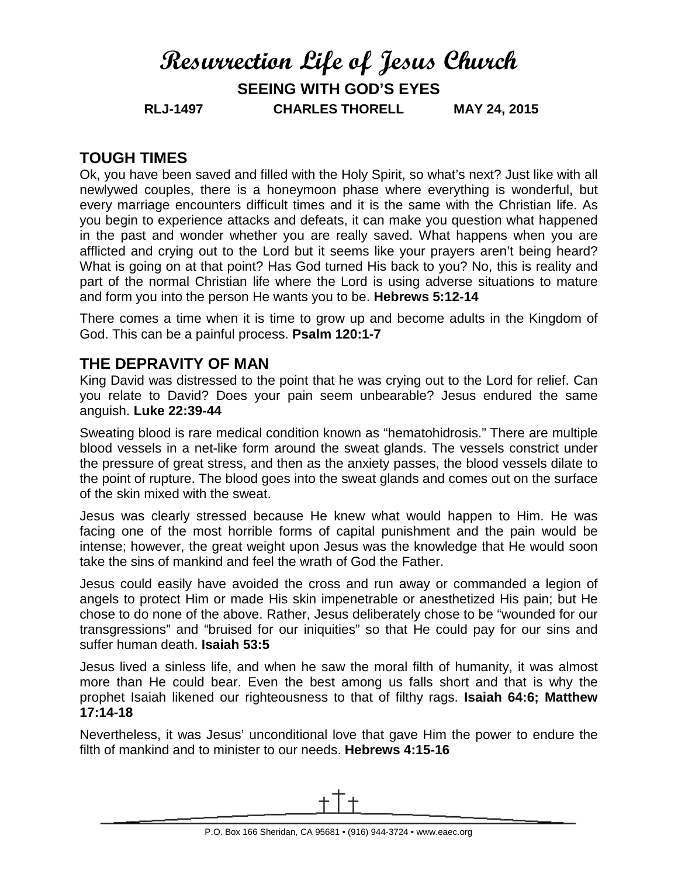# Resurrection Life of Jesus Church

## SEEING WITH GOD'S EYES

**RLJ-1497 CHARLES THORELL MAY 24, 2015**

## TOUGH TIMES

Ok, you have been saved and filled with the Holy Spirit, so what's next? Just like with all newlywed couples, there is a honeymoon phase where everything is wonderful, but every marriage encounters difficult times and it is the same with the Christian life. As you begin to experience attacks and defeats, it can make you question what happened in the past and wonder whether you are really saved. What happens when you are afflicted and crying out to the Lord but it seems like your prayers aren't being heard? What is going on at that point? Has God turned His back to you? No, this is reality and part of the normal Christian life where the Lord is using adverse situations to mature and form you into the person He wants you to be. **Hebrews 5:12-14**

There comes a time when it is time to grow up and become adults in the Kingdom of God. This can be a painful process. **Psalm 120:1-7**

## THE DEPRAVITY OF MAN

King David was distressed to the point that he was crying out to the Lord for relief. Can you relate to David? Does your pain seem unbearable? Jesus endured the same anguish. **Luke 22:39-44**

Sweating blood is rare medical condition known as "hematohidrosis." There are multiple blood vessels in a net-like form around the sweat glands. The vessels constrict under the pressure of great stress, and then as the anxiety passes, the blood vessels dilate to the point of rupture. The blood goes into the sweat glands and comes out on the surface of the skin mixed with the sweat.

Jesus was clearly stressed because He knew what would happen to Him. He was facing one of the most horrible forms of capital punishment and the pain would be intense; however, the great weight upon Jesus was the knowledge that He would soon take the sins of mankind and feel the wrath of God the Father.

Jesus could easily have avoided the cross and run away or commanded a legion of angels to protect Him or made His skin impenetrable or anesthetized His pain; but He chose to do none of the above. Rather, Jesus deliberately chose to be "wounded for our transgressions" and "bruised for our iniquities" so that He could pay for our sins and suffer human death. **Isaiah 53:5**

Jesus lived a sinless life, and when he saw the moral filth of humanity, it was almost more than He could bear. Even the best among us falls short and that is why the prophet Isaiah likened our righteousness to that of filthy rags. **Isaiah 64:6; Matthew 17:14-18**

Nevertheless, it was Jesus' unconditional love that gave Him the power to endure the filth of mankind and to minister to our needs. **Hebrews 4:15-16**

P.O. Box 166 Sheridan, CA 95681 • (916) 944-3724 • www.eaec.org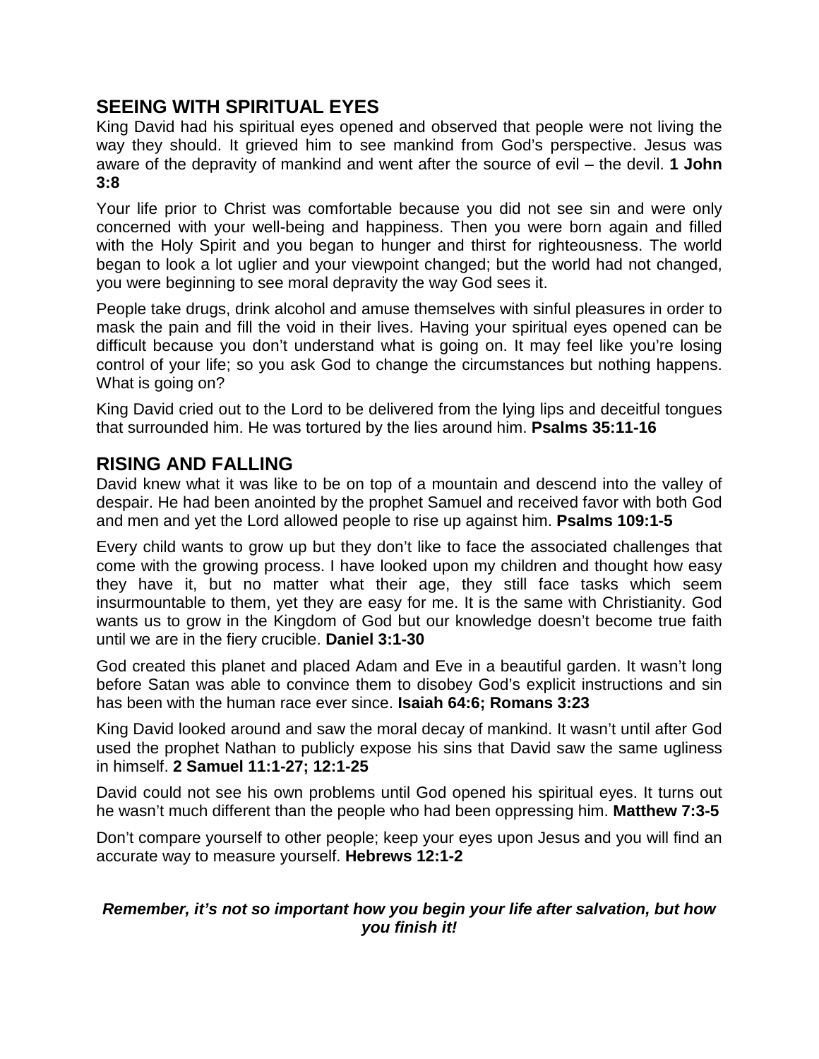## SEEING WITH SPIRITUAL EYES

King David had his spiritual eyes opened and observed that people were not living the way they should. It grieved him to see mankind from God's perspective. Jesus was aware of the depravity of mankind and went after the source of evil – the devil. **1 John 3:8**

Your life prior to Christ was comfortable because you did not see sin and were only concerned with your well-being and happiness. Then you were born again and filled with the Holy Spirit and you began to hunger and thirst for righteousness. The world began to look a lot uglier and your viewpoint changed; but the world had not changed, you were beginning to see moral depravity the way God sees it.

People take drugs, drink alcohol and amuse themselves with sinful pleasures in order to mask the pain and fill the void in their lives. Having your spiritual eyes opened can be difficult because you don't understand what is going on. It may feel like you're losing control of your life; so you ask God to change the circumstances but nothing happens. What is going on?

King David cried out to the Lord to be delivered from the lying lips and deceitful tongues that surrounded him. He was tortured by the lies around him. **Psalms 35:11-16**

## RISING AND FALLING

David knew what it was like to be on top of a mountain and descend into the valley of despair. He had been anointed by the prophet Samuel and received favor with both God and men and yet the Lord allowed people to rise up against him. **Psalms 109:1-5**

Every child wants to grow up but they don't like to face the associated challenges that come with the growing process. I have looked upon my children and thought how easy they have it, but no matter what their age, they still face tasks which seem insurmountable to them, yet they are easy for me. It is the same with Christianity. God wants us to grow in the Kingdom of God but our knowledge doesn't become true faith until we are in the fiery crucible. **Daniel 3:1-30**

God created this planet and placed Adam and Eve in a beautiful garden. It wasn't long before Satan was able to convince them to disobey God's explicit instructions and sin has been with the human race ever since. **Isaiah 64:6; Romans 3:23**

King David looked around and saw the moral decay of mankind. It wasn't until after God used the prophet Nathan to publicly expose his sins that David saw the same ugliness in himself. **2 Samuel 11:1-27; 12:1-25**

David could not see his own problems until God opened his spiritual eyes. It turns out he wasn't much different than the people who had been oppressing him. **Matthew 7:3-5**

Don't compare yourself to other people; keep your eyes upon Jesus and you will find an accurate way to measure yourself. **Hebrews 12:1-2**

***Remember, it's not so important how you begin your life after salvation, but how you finish it!***